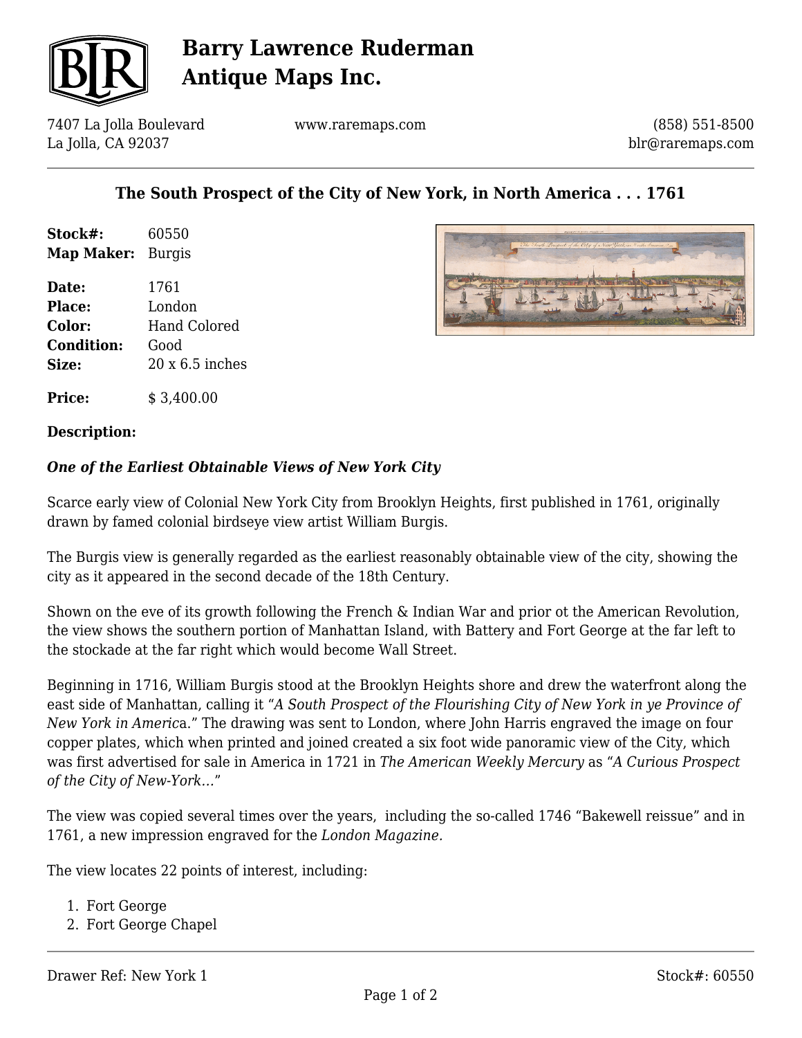# Barry Lawrence Ruderman Antique Maps Inc.

7407 La Jolla Boulevard
La Jolla, CA 92037

www.raremaps.com

(858) 551-8500
blr@raremaps.com

## The South Prospect of the City of New York, in North America . . . 1761

**Stock#:** 60550
**Map Maker:** Burgis

**Date:** 1761
**Place:** London
**Color:** Hand Colored
**Condition:** Good
**Size:** 20 x 6.5 inches

**Price:** $ 3,400.00

**Description:**

***One of the Earliest Obtainable Views of New York City***

Scarce early view of Colonial New York City from Brooklyn Heights, first published in 1761, originally drawn by famed colonial birdseye view artist William Burgis.

The Burgis view is generally regarded as the earliest reasonably obtainable view of the city, showing the city as it appeared in the second decade of the 18th Century.

Shown on the eve of its growth following the French & Indian War and prior ot the American Revolution, the view shows the southern portion of Manhattan Island, with Battery and Fort George at the far left to the stockade at the far right which would become Wall Street.

Beginning in 1716, William Burgis stood at the Brooklyn Heights shore and drew the waterfront along the east side of Manhattan, calling it "*A South Prospect of the Flourishing City of New York in ye Province of New York in Americ*a." The drawing was sent to London, where John Harris engraved the image on four copper plates, which when printed and joined created a six foot wide panoramic view of the City, which was first advertised for sale in America in 1721 in *The American Weekly Mercury* as "*A Curious Prospect of the City of New-York...*"

The view was copied several times over the years, including the so-called 1746 "Bakewell reissue" and in 1761, a new impression engraved for the *London Magazine.*

The view locates 22 points of interest, including:

1. Fort George
2. Fort George Chapel

Drawer Ref: New York 1

Stock#: 60550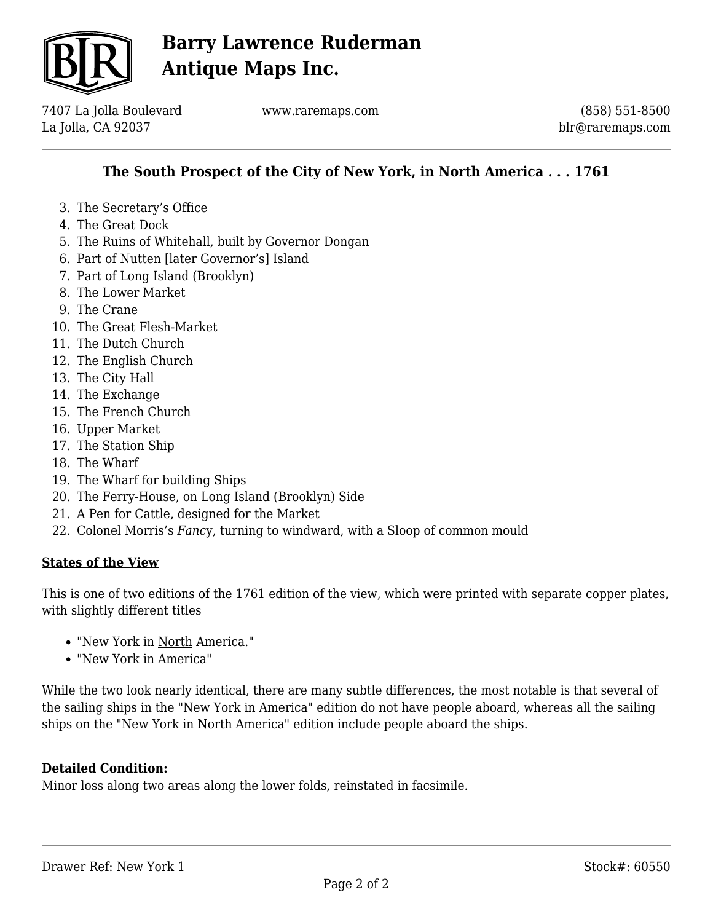3. The Secretary's Office
4. The Great Dock
5. The Ruins of Whitehall, built by Governor Dongan
6. Part of Nutten [later Governor's] Island
7. Part of Long Island (Brooklyn)
8. The Lower Market
9. The Crane
10. The Great Flesh-Market
11. The Dutch Church
12. The English Church
13. The City Hall
14. The Exchange
15. The French Church
16. Upper Market
17. The Station Ship
18. The Wharf
19. The Wharf for building Ships
20. The Ferry-House, on Long Island (Brooklyn) Side
21. A Pen for Cattle, designed for the Market
22. Colonel Morris's *Fanc*y, turning to windward, with a Sloop of common mould

**States of the View**

This is one of two editions of the 1761 edition of the view, which were printed with separate copper plates, with slightly different titles

- "New York in North America."
- "New York in America"

While the two look nearly identical, there are many subtle differences, the most notable is that several of the sailing ships in the "New York in America" edition do not have people aboard, whereas all the sailing ships on the "New York in North America" edition include people aboard the ships.

**Detailed Condition:**
Minor loss along two areas along the lower folds, reinstated in facsimile.

Drawer Ref: New York 1

Stock#: 60550